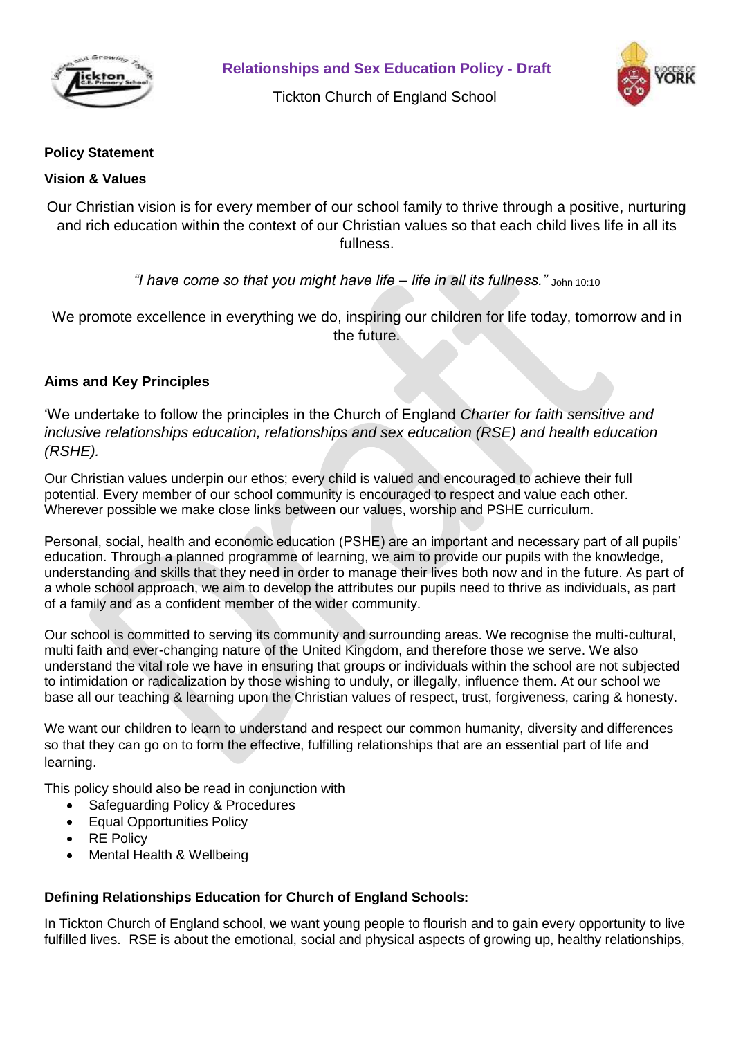# Relationships and Sex Education Policy - Draft

Tickton Church of England School

**Policy Statement**

**Vision & Values**

Our Christian vision is for every member of our school family to thrive through a positive, nurturing and rich education within the context of our Christian values so that each child lives life in all its fullness.

*"I have come so that you might have life – life in all its fullness."* John 10:10

We promote excellence in everything we do, inspiring our children for life today, tomorrow and in the future.

**Aims and Key Principles**

'We undertake to follow the principles in the Church of England *Charter for faith sensitive and inclusive relationships education, relationships and sex education (RSE) and health education (RSHE).*

Our Christian values underpin our ethos; every child is valued and encouraged to achieve their full potential. Every member of our school community is encouraged to respect and value each other. Wherever possible we make close links between our values, worship and PSHE curriculum.

Personal, social, health and economic education (PSHE) are an important and necessary part of all pupils' education. Through a planned programme of learning, we aim to provide our pupils with the knowledge, understanding and skills that they need in order to manage their lives both now and in the future. As part of a whole school approach, we aim to develop the attributes our pupils need to thrive as individuals, as part of a family and as a confident member of the wider community.

Our school is committed to serving its community and surrounding areas. We recognise the multi-cultural, multi faith and ever-changing nature of the United Kingdom, and therefore those we serve. We also understand the vital role we have in ensuring that groups or individuals within the school are not subjected to intimidation or radicalization by those wishing to unduly, or illegally, influence them. At our school we base all our teaching & learning upon the Christian values of respect, trust, forgiveness, caring & honesty.

We want our children to learn to understand and respect our common humanity, diversity and differences so that they can go on to form the effective, fulfilling relationships that are an essential part of life and learning.

This policy should also be read in conjunction with

- Safeguarding Policy & Procedures
- Equal Opportunities Policy
- RE Policy
- Mental Health & Wellbeing

**Defining Relationships Education for Church of England Schools:**

In Tickton Church of England school, we want young people to flourish and to gain every opportunity to live fulfilled lives. RSE is about the emotional, social and physical aspects of growing up, healthy relationships,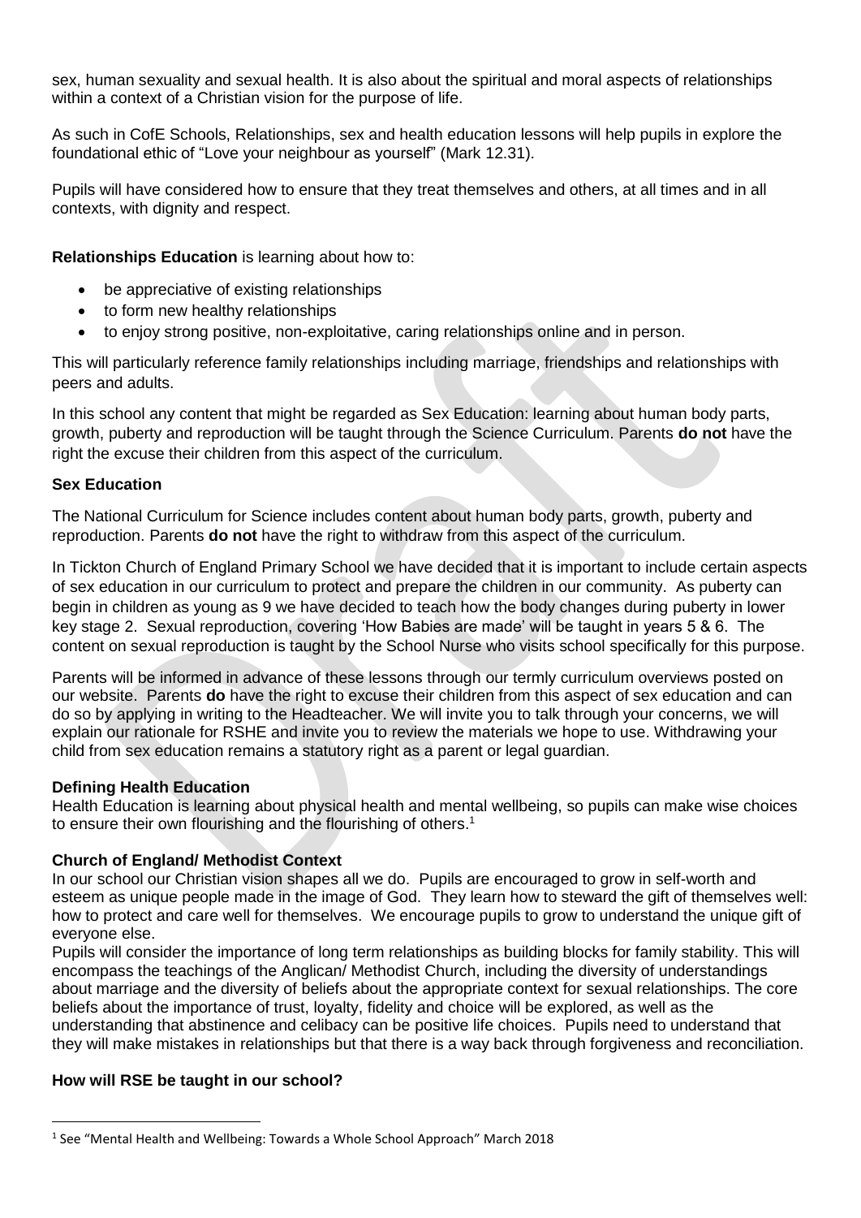sex, human sexuality and sexual health. It is also about the spiritual and moral aspects of relationships within a context of a Christian vision for the purpose of life.

As such in CofE Schools, Relationships, sex and health education lessons will help pupils in explore the foundational ethic of "Love your neighbour as yourself" (Mark 12.31).

Pupils will have considered how to ensure that they treat themselves and others, at all times and in all contexts, with dignity and respect.

**Relationships Education** is learning about how to:

- be appreciative of existing relationships
- to form new healthy relationships
- to enjoy strong positive, non-exploitative, caring relationships online and in person.

This will particularly reference family relationships including marriage, friendships and relationships with peers and adults.

In this school any content that might be regarded as Sex Education: learning about human body parts, growth, puberty and reproduction will be taught through the Science Curriculum. Parents **do not** have the right the excuse their children from this aspect of the curriculum.

**Sex Education**

The National Curriculum for Science includes content about human body parts, growth, puberty and reproduction. Parents **do not** have the right to withdraw from this aspect of the curriculum.

In Tickton Church of England Primary School we have decided that it is important to include certain aspects of sex education in our curriculum to protect and prepare the children in our community. As puberty can begin in children as young as 9 we have decided to teach how the body changes during puberty in lower key stage 2. Sexual reproduction, covering 'How Babies are made' will be taught in years 5 & 6. The content on sexual reproduction is taught by the School Nurse who visits school specifically for this purpose.

Parents will be informed in advance of these lessons through our termly curriculum overviews posted on our website. Parents **do** have the right to excuse their children from this aspect of sex education and can do so by applying in writing to the Headteacher. We will invite you to talk through your concerns, we will explain our rationale for RSHE and invite you to review the materials we hope to use. Withdrawing your child from sex education remains a statutory right as a parent or legal guardian.

**Defining Health Education**

Health Education is learning about physical health and mental wellbeing, so pupils can make wise choices to ensure their own flourishing and the flourishing of others.[1]

**Church of England/ Methodist Context**

In our school our Christian vision shapes all we do. Pupils are encouraged to grow in self-worth and esteem as unique people made in the image of God. They learn how to steward the gift of themselves well: how to protect and care well for themselves. We encourage pupils to grow to understand the unique gift of everyone else.

Pupils will consider the importance of long term relationships as building blocks for family stability. This will encompass the teachings of the Anglican/ Methodist Church, including the diversity of understandings about marriage and the diversity of beliefs about the appropriate context for sexual relationships. The core beliefs about the importance of trust, loyalty, fidelity and choice will be explored, as well as the understanding that abstinence and celibacy can be positive life choices. Pupils need to understand that they will make mistakes in relationships but that there is a way back through forgiveness and reconciliation.

**How will RSE be taught in our school?**

[1] See "Mental Health and Wellbeing: Towards a Whole School Approach" March 2018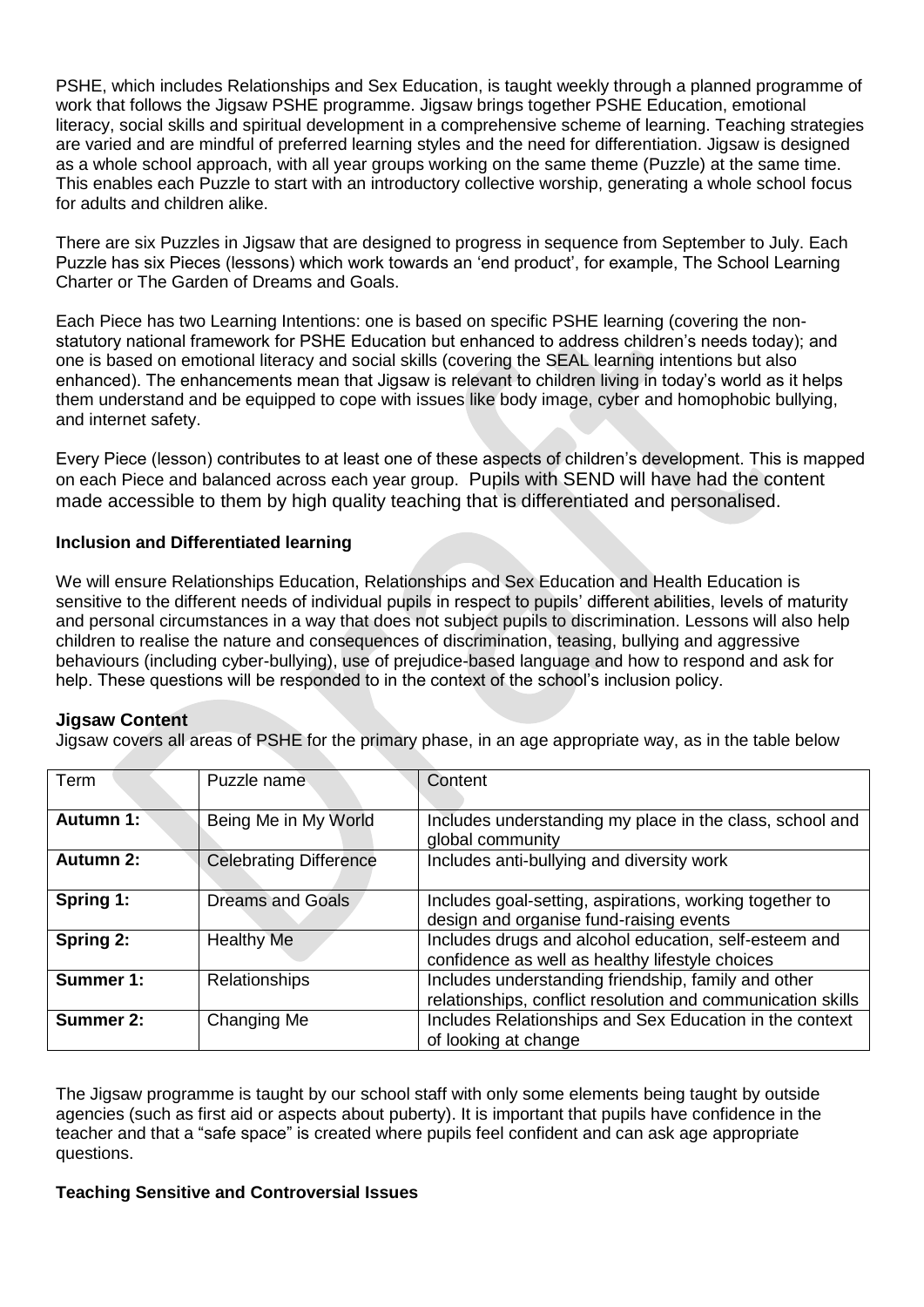PSHE, which includes Relationships and Sex Education, is taught weekly through a planned programme of work that follows the Jigsaw PSHE programme. Jigsaw brings together PSHE Education, emotional literacy, social skills and spiritual development in a comprehensive scheme of learning. Teaching strategies are varied and are mindful of preferred learning styles and the need for differentiation. Jigsaw is designed as a whole school approach, with all year groups working on the same theme (Puzzle) at the same time. This enables each Puzzle to start with an introductory collective worship, generating a whole school focus for adults and children alike.

There are six Puzzles in Jigsaw that are designed to progress in sequence from September to July. Each Puzzle has six Pieces (lessons) which work towards an 'end product', for example, The School Learning Charter or The Garden of Dreams and Goals.

Each Piece has two Learning Intentions: one is based on specific PSHE learning (covering the non-statutory national framework for PSHE Education but enhanced to address children's needs today); and one is based on emotional literacy and social skills (covering the SEAL learning intentions but also enhanced). The enhancements mean that Jigsaw is relevant to children living in today's world as it helps them understand and be equipped to cope with issues like body image, cyber and homophobic bullying, and internet safety.

Every Piece (lesson) contributes to at least one of these aspects of children's development. This is mapped on each Piece and balanced across each year group. Pupils with SEND will have had the content made accessible to them by high quality teaching that is differentiated and personalised.

**Inclusion and Differentiated learning**

We will ensure Relationships Education, Relationships and Sex Education and Health Education is sensitive to the different needs of individual pupils in respect to pupils' different abilities, levels of maturity and personal circumstances in a way that does not subject pupils to discrimination. Lessons will also help children to realise the nature and consequences of discrimination, teasing, bullying and aggressive behaviours (including cyber-bullying), use of prejudice-based language and how to respond and ask for help. These questions will be responded to in the context of the school's inclusion policy.

**Jigsaw Content**

Jigsaw covers all areas of PSHE for the primary phase, in an age appropriate way, as in the table below

| Term | Puzzle name | Content |
|---|---|---|
| **Autumn 1:** | Being Me in My World | Includes understanding my place in the class, school and global community |
| **Autumn 2:** | Celebrating Difference | Includes anti-bullying and diversity work |
| **Spring 1:** | Dreams and Goals | Includes goal-setting, aspirations, working together to design and organise fund-raising events |
| **Spring 2:** | Healthy Me | Includes drugs and alcohol education, self-esteem and confidence as well as healthy lifestyle choices |
| **Summer 1:** | Relationships | Includes understanding friendship, family and other relationships, conflict resolution and communication skills |
| **Summer 2:** | Changing Me | Includes Relationships and Sex Education in the context of looking at change |

The Jigsaw programme is taught by our school staff with only some elements being taught by outside agencies (such as first aid or aspects about puberty). It is important that pupils have confidence in the teacher and that a "safe space" is created where pupils feel confident and can ask age appropriate questions.

**Teaching Sensitive and Controversial Issues**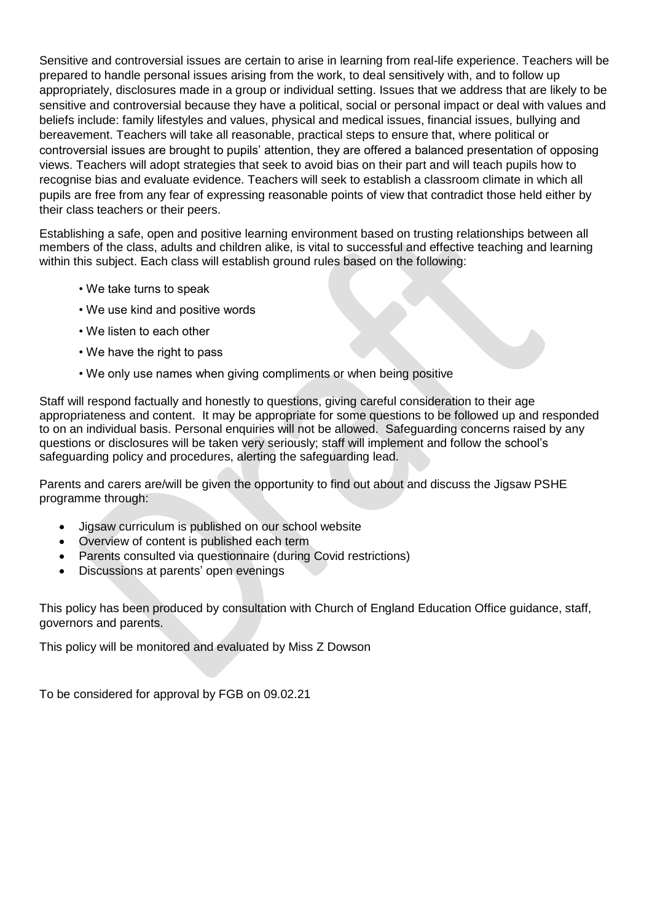Sensitive and controversial issues are certain to arise in learning from real-life experience. Teachers will be prepared to handle personal issues arising from the work, to deal sensitively with, and to follow up appropriately, disclosures made in a group or individual setting. Issues that we address that are likely to be sensitive and controversial because they have a political, social or personal impact or deal with values and beliefs include: family lifestyles and values, physical and medical issues, financial issues, bullying and bereavement. Teachers will take all reasonable, practical steps to ensure that, where political or controversial issues are brought to pupils' attention, they are offered a balanced presentation of opposing views. Teachers will adopt strategies that seek to avoid bias on their part and will teach pupils how to recognise bias and evaluate evidence. Teachers will seek to establish a classroom climate in which all pupils are free from any fear of expressing reasonable points of view that contradict those held either by their class teachers or their peers.

Establishing a safe, open and positive learning environment based on trusting relationships between all members of the class, adults and children alike, is vital to successful and effective teaching and learning within this subject. Each class will establish ground rules based on the following:

- We take turns to speak
- We use kind and positive words
- We listen to each other
- We have the right to pass
- We only use names when giving compliments or when being positive

Staff will respond factually and honestly to questions, giving careful consideration to their age appropriateness and content. It may be appropriate for some questions to be followed up and responded to on an individual basis. Personal enquiries will not be allowed. Safeguarding concerns raised by any questions or disclosures will be taken very seriously; staff will implement and follow the school's safeguarding policy and procedures, alerting the safeguarding lead.

Parents and carers are/will be given the opportunity to find out about and discuss the Jigsaw PSHE programme through:

- Jigsaw curriculum is published on our school website
- Overview of content is published each term
- Parents consulted via questionnaire (during Covid restrictions)
- Discussions at parents' open evenings

This policy has been produced by consultation with Church of England Education Office guidance, staff, governors and parents.

This policy will be monitored and evaluated by Miss Z Dowson

To be considered for approval by FGB on 09.02.21